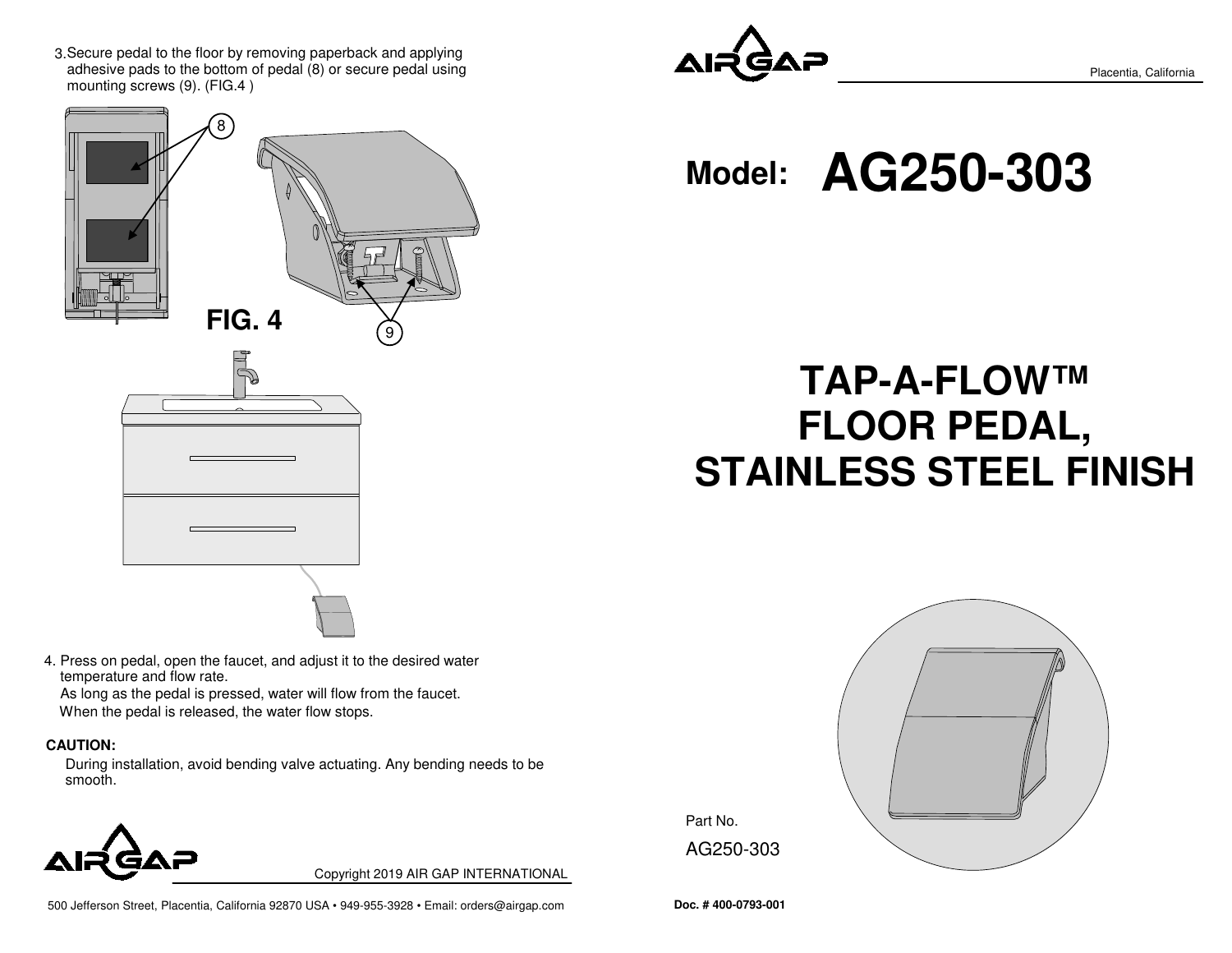3. Secure pedal to the floor by removing paperback and applying adhesive pads to the bottom of pedal (8) or secure pedal using mounting screws (9). (FIG.4 )

8

9

**FIG. 4**

4. Press on pedal, open the faucet, and adjust it to the desired water temperature and flow rate.
   As long as the pedal is pressed, water will flow from the faucet.
   When the pedal is released, the water flow stops.

**CAUTION:**

During installation, avoid bending valve actuating. Any bending needs to be smooth.

Copyright 2019 AIR GAP INTERNATIONAL

500 Jefferson Street, Placentia, California 92870 USA • 949-955-3928 • Email: orders@airgap.com

Placentia, California

# Model: AG250-303

# TAP-A-FLOW™ FLOOR PEDAL, STAINLESS STEEL FINISH

Part No.

AG250-303

**Doc. # 400-0793-001**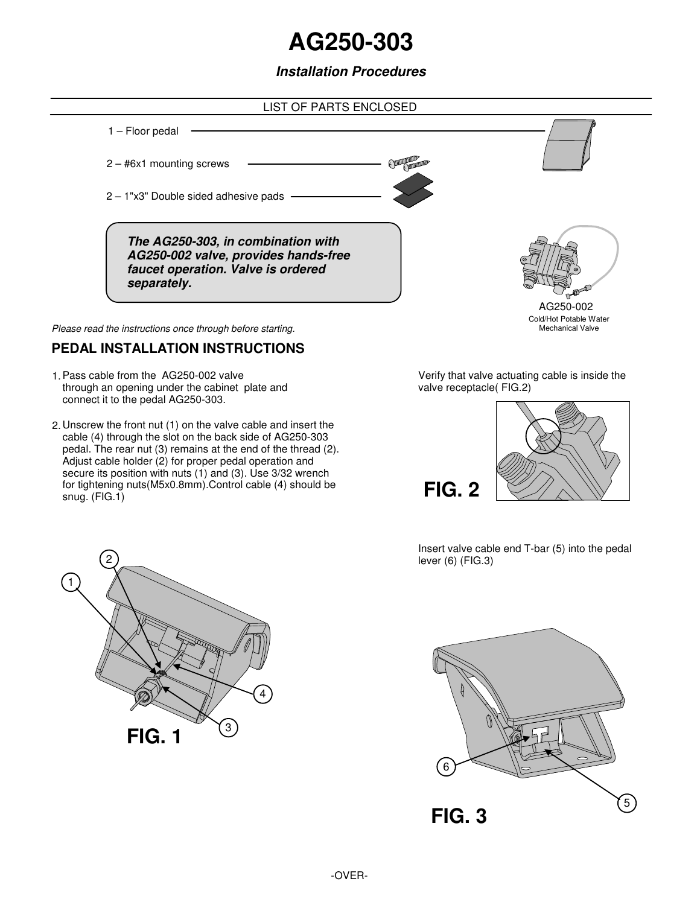# AG250-303

***Installation Procedures***

LIST OF PARTS ENCLOSED

1 – Floor pedal

2 – #6x1 mounting screws

2 – 1"x3" Double sided adhesive pads

***The AG250-303, in combination with AG250-002 valve, provides hands-free faucet operation. Valve is ordered separately.***

AG250-002

Cold/Hot Potable Water Mechanical Valve

*Please read the instructions once through before starting.*

## PEDAL INSTALLATION INSTRUCTIONS

1. Pass cable from the AG250-002 valve through an opening under the cabinet plate and connect it to the pedal AG250-303.

2. Unscrew the front nut (1) on the valve cable and insert the cable (4) through the slot on the back side of AG250-303 pedal. The rear nut (3) remains at the end of the thread (2). Adjust cable holder (2) for proper pedal operation and secure its position with nuts (1) and (3). Use 3/32 wrench for tightening nuts(M5x0.8mm).Control cable (4) should be snug. (FIG.1)

1
2
3
4

**FIG. 1**

Verify that valve actuating cable is inside the valve receptacle( FIG.2)

**FIG. 2**

Insert valve cable end T-bar (5) into the pedal lever (6) (FIG.3)

5
6

**FIG. 3**

-OVER-